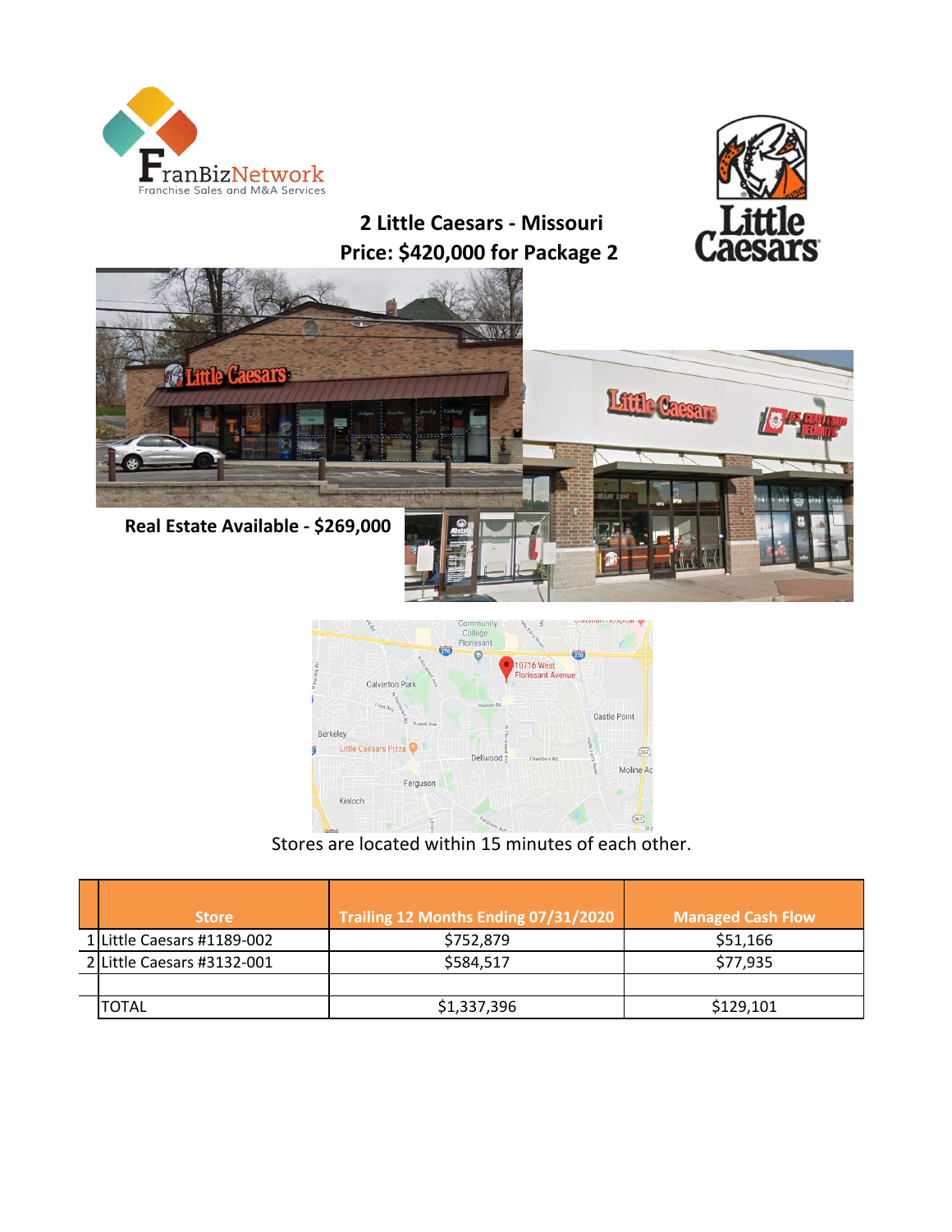# 2 Little Caesars - Missouri
# Price: $420,000 for Package 2

**Real Estate Available - $269,000**

Stores are located within 15 minutes of each other.

| | Store | Trailing 12 Months Ending 07/31/2020 | Managed Cash Flow |
|---|---|---|---|
| 1 | Little Caesars #1189-002 | $752,879 | $51,166 |
| 2 | Little Caesars #3132-001 | $584,517 | $77,935 |
| | | | |
| | TOTAL | $1,337,396 | $129,101 |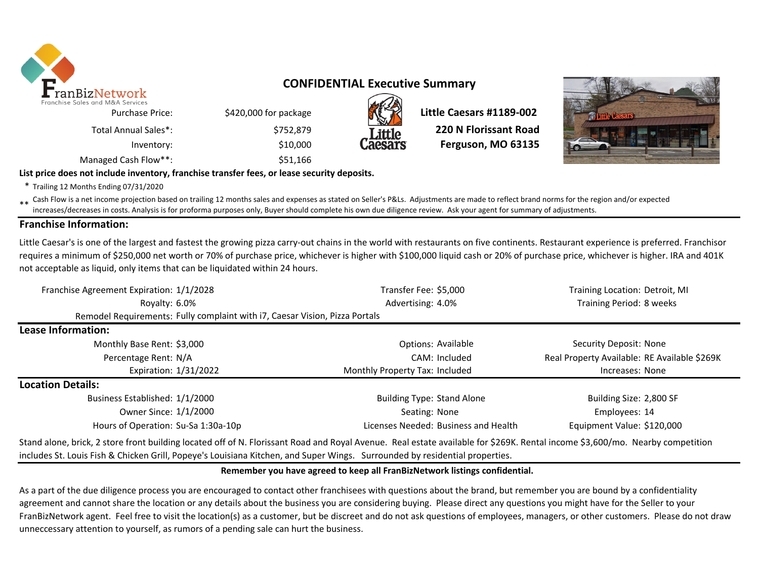FranBizNetwork
Franchise Sales and M&A Services

## CONFIDENTIAL Executive Summary

| | |
|---|---|
| Purchase Price: | $420,000 for package |
| Total Annual Sales*: | $752,879 |
| Inventory: | $10,000 |
| Managed Cash Flow**: | $51,166 |

**Little Caesars #1189-002**
**220 N Florissant Road**
**Ferguson, MO 63135**

**List price does not include inventory, franchise transfer fees, or lease security deposits.**

\* Trailing 12 Months Ending 07/31/2020

\*\* Cash Flow is a net income projection based on trailing 12 months sales and expenses as stated on Seller's P&Ls. Adjustments are made to reflect brand norms for the region and/or expected increases/decreases in costs. Analysis is for proforma purposes only, Buyer should complete his own due diligence review. Ask your agent for summary of adjustments.

### Franchise Information:

Little Caesar's is one of the largest and fastest the growing pizza carry-out chains in the world with restaurants on five continents. Restaurant experience is preferred. Franchisor requires a minimum of $250,000 net worth or 70% of purchase price, whichever is higher with $100,000 liquid cash or 20% of purchase price, whichever is higher. IRA and 401K not acceptable as liquid, only items that can be liquidated within 24 hours.

| | | | | | |
|---|---|---|---|---|---|
| Franchise Agreement Expiration: | 1/1/2028 | Transfer Fee: | $5,000 | Training Location: | Detroit, MI |
| Royalty: | 6.0% | Advertising: | 4.0% | Training Period: | 8 weeks |
| Remodel Requirements: | Fully complaint with i7, Caesar Vision, Pizza Portals | | | | |

### Lease Information:

| | | | | | |
|---|---|---|---|---|---|
| Monthly Base Rent: | $3,000 | Options: | Available | Security Deposit: | None |
| Percentage Rent: | N/A | CAM: | Included | Real Property Available: | RE Available $269K |
| Expiration: | 1/31/2022 | Monthly Property Tax: | Included | Increases: | None |

### Location Details:

| | | | | | |
|---|---|---|---|---|---|
| Business Established: | 1/1/2000 | Building Type: | Stand Alone | Building Size: | 2,800 SF |
| Owner Since: | 1/1/2000 | Seating: | None | Employees: | 14 |
| Hours of Operation: | Su-Sa 1:30a-10p | Licenses Needed: | Business and Health | Equipment Value: | $120,000 |

Stand alone, brick, 2 store front building located off of N. Florissant Road and Royal Avenue. Real estate available for $269K. Rental income $3,600/mo. Nearby competition includes St. Louis Fish & Chicken Grill, Popeye's Louisiana Kitchen, and Super Wings. Surrounded by residential properties.

**Remember you have agreed to keep all FranBizNetwork listings confidential.**

As a part of the due diligence process you are encouraged to contact other franchisees with questions about the brand, but remember you are bound by a confidentiality agreement and cannot share the location or any details about the business you are considering buying. Please direct any questions you might have for the Seller to your FranBizNetwork agent. Feel free to visit the location(s) as a customer, but be discreet and do not ask questions of employees, managers, or other customers. Please do not draw unneccessary attention to yourself, as rumors of a pending sale can hurt the business.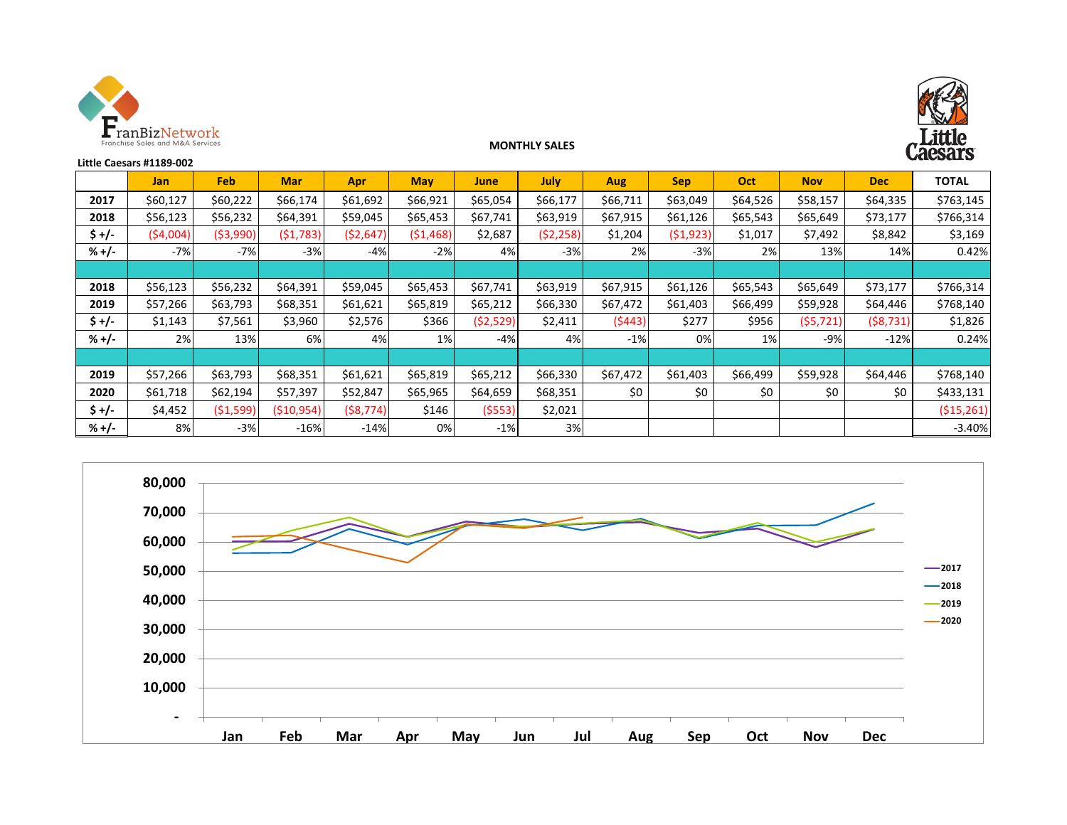FranBizNetwork
Franchise Sales and M&A Services

**MONTHLY SALES**

Little Caesars

**Little Caesars #1189-002**

| | Jan | Feb | Mar | Apr | May | June | July | Aug | Sep | Oct | Nov | Dec | TOTAL |
|---|---|---|---|---|---|---|---|---|---|---|---|---|---|
| **2017** | $60,127 | $60,222 | $66,174 | $61,692 | $66,921 | $65,054 | $66,177 | $66,711 | $63,049 | $64,526 | $58,157 | $64,335 | $763,145 |
| **2018** | $56,123 | $56,232 | $64,391 | $59,045 | $65,453 | $67,741 | $63,919 | $67,915 | $61,126 | $65,543 | $65,649 | $73,177 | $766,314 |
| **$ +/-** | ($4,004) | ($3,990) | ($1,783) | ($2,647) | ($1,468) | $2,687 | ($2,258) | $1,204 | ($1,923) | $1,017 | $7,492 | $8,842 | $3,169 |
| **% +/-** | -7% | -7% | -3% | -4% | -2% | 4% | -3% | 2% | -3% | 2% | 13% | 14% | 0.42% |
| | | | | | | | | | | | | | |
| **2018** | $56,123 | $56,232 | $64,391 | $59,045 | $65,453 | $67,741 | $63,919 | $67,915 | $61,126 | $65,543 | $65,649 | $73,177 | $766,314 |
| **2019** | $57,266 | $63,793 | $68,351 | $61,621 | $65,819 | $65,212 | $66,330 | $67,472 | $61,403 | $66,499 | $59,928 | $64,446 | $768,140 |
| **$ +/-** | $1,143 | $7,561 | $3,960 | $2,576 | $366 | ($2,529) | $2,411 | ($443) | $277 | $956 | ($5,721) | ($8,731) | $1,826 |
| **% +/-** | 2% | 13% | 6% | 4% | 1% | -4% | 4% | -1% | 0% | 1% | -9% | -12% | 0.24% |
| | | | | | | | | | | | | | |
| **2019** | $57,266 | $63,793 | $68,351 | $61,621 | $65,819 | $65,212 | $66,330 | $67,472 | $61,403 | $66,499 | $59,928 | $64,446 | $768,140 |
| **2020** | $61,718 | $62,194 | $57,397 | $52,847 | $65,965 | $64,659 | $68,351 | $0 | $0 | $0 | $0 | $0 | $433,131 |
| **$ +/-** | $4,452 | ($1,599) | ($10,954) | ($8,774) | $146 | ($553) | $2,021 | | | | | | ($15,261) |
| **% +/-** | 8% | -3% | -16% | -14% | 0% | -1% | 3% | | | | | | -3.40% |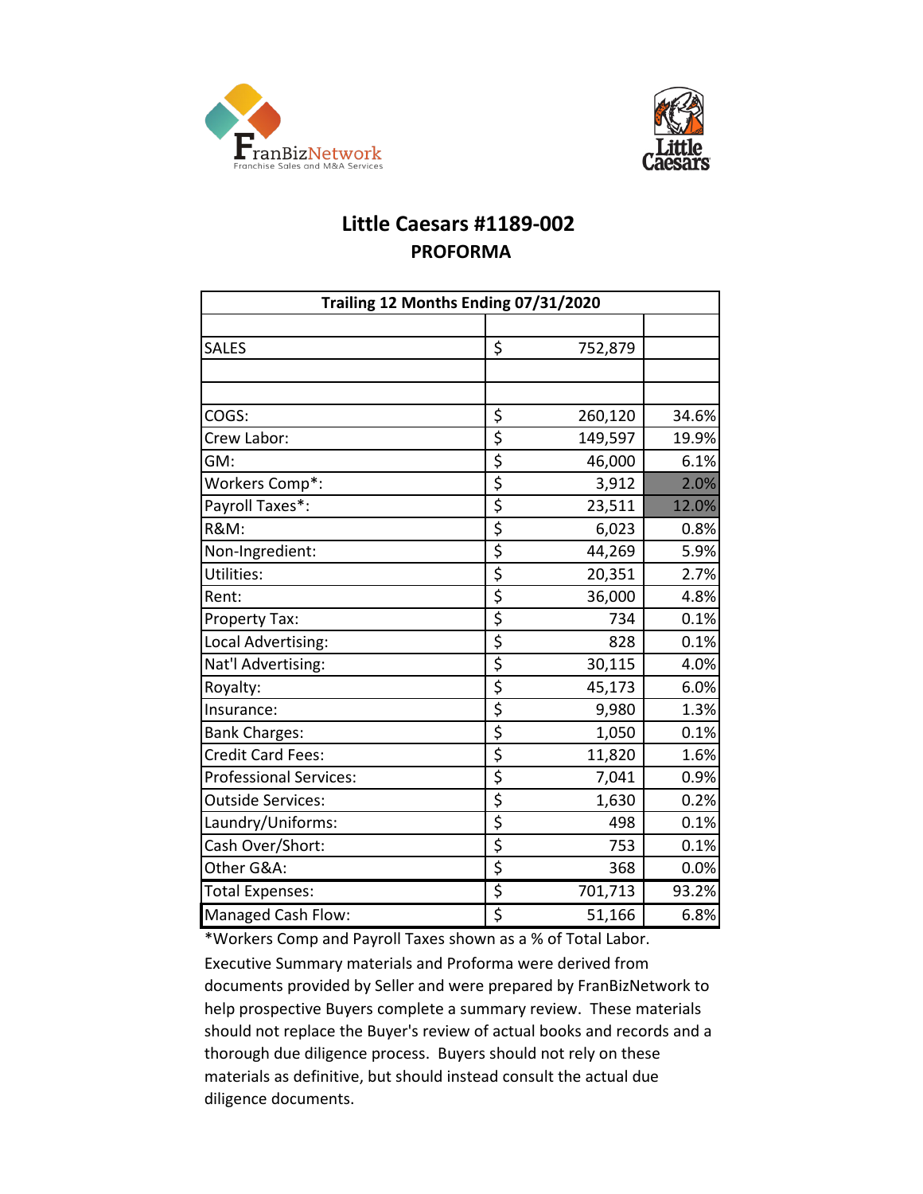# Little Caesars #1189-002

## PROFORMA

| Trailing 12 Months Ending 07/31/2020 | | |
|---|---|---|
| | | |
| SALES | $ 752,879 | |
| | | |
| | | |
| COGS: | $ 260,120 | 34.6% |
| Crew Labor: | $ 149,597 | 19.9% |
| GM: | $ 46,000 | 6.1% |
| Workers Comp*: | $ 3,912 | 2.0% |
| Payroll Taxes*: | $ 23,511 | 12.0% |
| R&M: | $ 6,023 | 0.8% |
| Non-Ingredient: | $ 44,269 | 5.9% |
| Utilities: | $ 20,351 | 2.7% |
| Rent: | $ 36,000 | 4.8% |
| Property Tax: | $ 734 | 0.1% |
| Local Advertising: | $ 828 | 0.1% |
| Nat'l Advertising: | $ 30,115 | 4.0% |
| Royalty: | $ 45,173 | 6.0% |
| Insurance: | $ 9,980 | 1.3% |
| Bank Charges: | $ 1,050 | 0.1% |
| Credit Card Fees: | $ 11,820 | 1.6% |
| Professional Services: | $ 7,041 | 0.9% |
| Outside Services: | $ 1,630 | 0.2% |
| Laundry/Uniforms: | $ 498 | 0.1% |
| Cash Over/Short: | $ 753 | 0.1% |
| Other G&A: | $ 368 | 0.0% |
| Total Expenses: | $ 701,713 | 93.2% |
| Managed Cash Flow: | $ 51,166 | 6.8% |

*Workers Comp and Payroll Taxes shown as a % of Total Labor.

Executive Summary materials and Proforma were derived from documents provided by Seller and were prepared by FranBizNetwork to help prospective Buyers complete a summary review. These materials should not replace the Buyer's review of actual books and records and a thorough due diligence process. Buyers should not rely on these materials as definitive, but should instead consult the actual due diligence documents.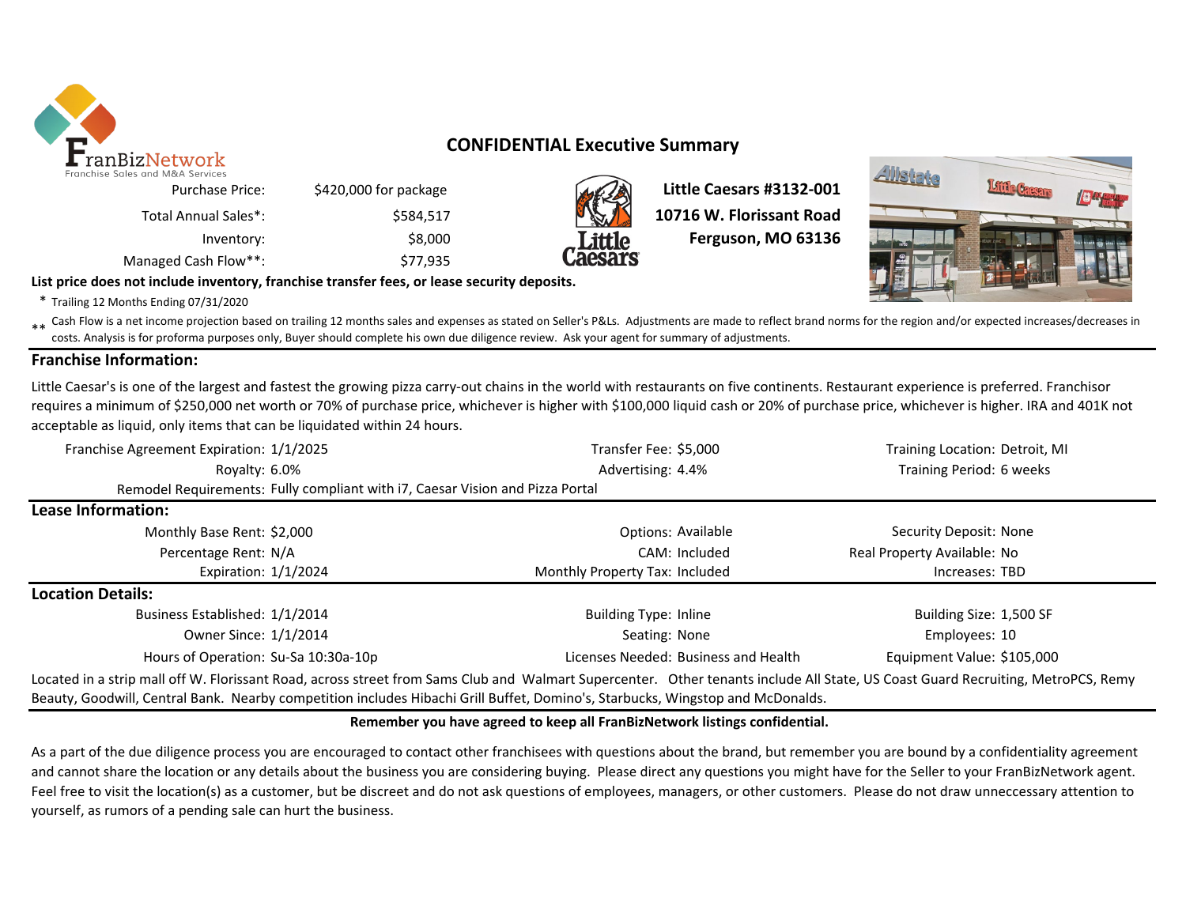FranBizNetwork
Franchise Sales and M&A Services

## CONFIDENTIAL Executive Summary

| | |
|---|---|
| Purchase Price: | $420,000 for package |
| Total Annual Sales*: | $584,517 |
| Inventory: | $8,000 |
| Managed Cash Flow**: | $77,935 |

**Little Caesars #3132-001**
**10716 W. Florissant Road**
**Ferguson, MO 63136**

**List price does not include inventory, franchise transfer fees, or lease security deposits.**

\* Trailing 12 Months Ending 07/31/2020

\*\* Cash Flow is a net income projection based on trailing 12 months sales and expenses as stated on Seller's P&Ls. Adjustments are made to reflect brand norms for the region and/or expected increases/decreases in costs. Analysis is for proforma purposes only, Buyer should complete his own due diligence review. Ask your agent for summary of adjustments.

### Franchise Information:

Little Caesar's is one of the largest and fastest the growing pizza carry-out chains in the world with restaurants on five continents. Restaurant experience is preferred. Franchisor requires a minimum of $250,000 net worth or 70% of purchase price, whichever is higher with $100,000 liquid cash or 20% of purchase price, whichever is higher. IRA and 401K not acceptable as liquid, only items that can be liquidated within 24 hours.

| | | | | | |
|---|---|---|---|---|---|
| Franchise Agreement Expiration: | 1/1/2025 | Transfer Fee: | $5,000 | Training Location: | Detroit, MI |
| Royalty: | 6.0% | Advertising: | 4.4% | Training Period: | 6 weeks |
| Remodel Requirements: | Fully compliant with i7, Caesar Vision and Pizza Portal | | | | |

### Lease Information:

| | | | | | |
|---|---|---|---|---|---|
| Monthly Base Rent: | $2,000 | Options: | Available | Security Deposit: | None |
| Percentage Rent: | N/A | CAM: | Included | Real Property Available: | No |
| Expiration: | 1/1/2024 | Monthly Property Tax: | Included | Increases: | TBD |

### Location Details:

| | | | | | |
|---|---|---|---|---|---|
| Business Established: | 1/1/2014 | Building Type: | Inline | Building Size: | 1,500 SF |
| Owner Since: | 1/1/2014 | Seating: | None | Employees: | 10 |
| Hours of Operation: | Su-Sa 10:30a-10p | Licenses Needed: | Business and Health | Equipment Value: | $105,000 |

Located in a strip mall off W. Florissant Road, across street from Sams Club and Walmart Supercenter. Other tenants include All State, US Coast Guard Recruiting, MetroPCS, Remy Beauty, Goodwill, Central Bank. Nearby competition includes Hibachi Grill Buffet, Domino's, Starbucks, Wingstop and McDonalds.

**Remember you have agreed to keep all FranBizNetwork listings confidential.**

As a part of the due diligence process you are encouraged to contact other franchisees with questions about the brand, but remember you are bound by a confidentiality agreement and cannot share the location or any details about the business you are considering buying. Please direct any questions you might have for the Seller to your FranBizNetwork agent. Feel free to visit the location(s) as a customer, but be discreet and do not ask questions of employees, managers, or other customers. Please do not draw unneccessary attention to yourself, as rumors of a pending sale can hurt the business.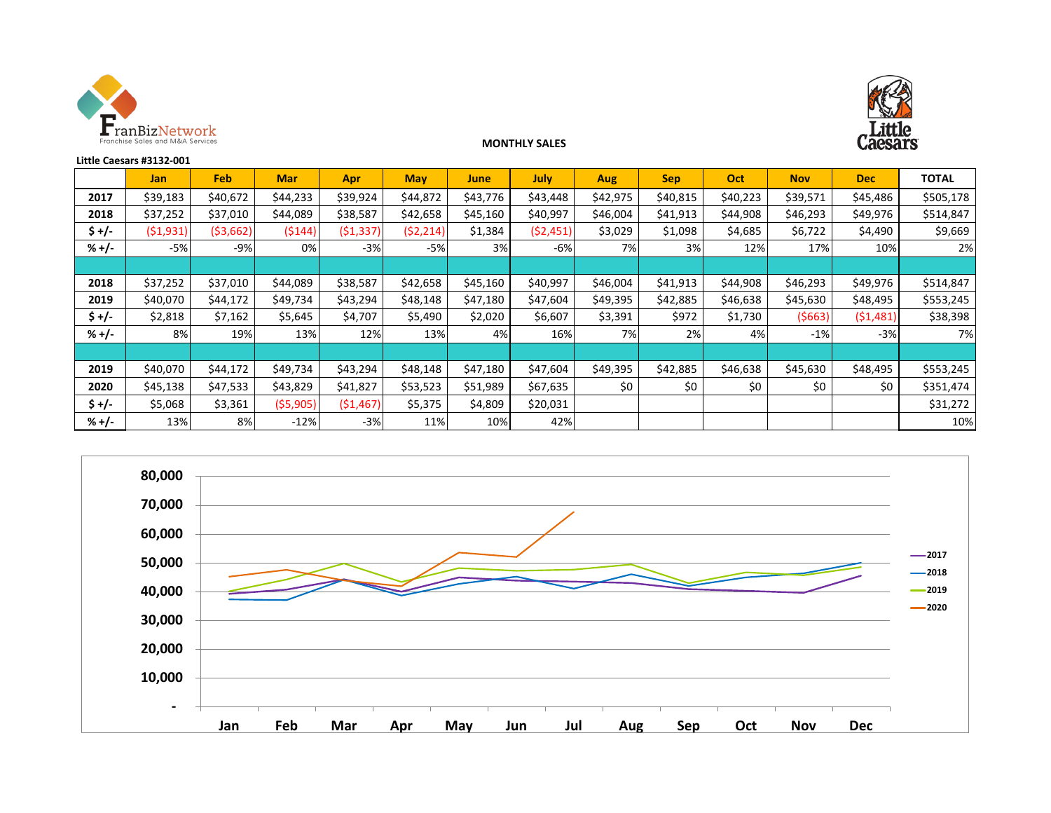FranBizNetwork
Franchise Sales and M&A Services

**MONTHLY SALES**

Little Caesars

**Little Caesars #3132-001**

| | Jan | Feb | Mar | Apr | May | June | July | Aug | Sep | Oct | Nov | Dec | TOTAL |
|---|---|---|---|---|---|---|---|---|---|---|---|---|---|
| **2017** | $39,183 | $40,672 | $44,233 | $39,924 | $44,872 | $43,776 | $43,448 | $42,975 | $40,815 | $40,223 | $39,571 | $45,486 | $505,178 |
| **2018** | $37,252 | $37,010 | $44,089 | $38,587 | $42,658 | $45,160 | $40,997 | $46,004 | $41,913 | $44,908 | $46,293 | $49,976 | $514,847 |
| **$ +/-** | ($1,931) | ($3,662) | ($144) | ($1,337) | ($2,214) | $1,384 | ($2,451) | $3,029 | $1,098 | $4,685 | $6,722 | $4,490 | $9,669 |
| **% +/-** | -5% | -9% | 0% | -3% | -5% | 3% | -6% | 7% | 3% | 12% | 17% | 10% | 2% |
| | | | | | | | | | | | | | |
| **2018** | $37,252 | $37,010 | $44,089 | $38,587 | $42,658 | $45,160 | $40,997 | $46,004 | $41,913 | $44,908 | $46,293 | $49,976 | $514,847 |
| **2019** | $40,070 | $44,172 | $49,734 | $43,294 | $48,148 | $47,180 | $47,604 | $49,395 | $42,885 | $46,638 | $45,630 | $48,495 | $553,245 |
| **$ +/-** | $2,818 | $7,162 | $5,645 | $4,707 | $5,490 | $2,020 | $6,607 | $3,391 | $972 | $1,730 | ($663) | ($1,481) | $38,398 |
| **% +/-** | 8% | 19% | 13% | 12% | 13% | 4% | 16% | 7% | 2% | 4% | -1% | -3% | 7% |
| | | | | | | | | | | | | | |
| **2019** | $40,070 | $44,172 | $49,734 | $43,294 | $48,148 | $47,180 | $47,604 | $49,395 | $42,885 | $46,638 | $45,630 | $48,495 | $553,245 |
| **2020** | $45,138 | $47,533 | $43,829 | $41,827 | $53,523 | $51,989 | $67,635 | $0 | $0 | $0 | $0 | $0 | $351,474 |
| **$ +/-** | $5,068 | $3,361 | ($5,905) | ($1,467) | $5,375 | $4,809 | $20,031 | | | | | | $31,272 |
| **% +/-** | 13% | 8% | -12% | -3% | 11% | 10% | 42% | | | | | | 10% |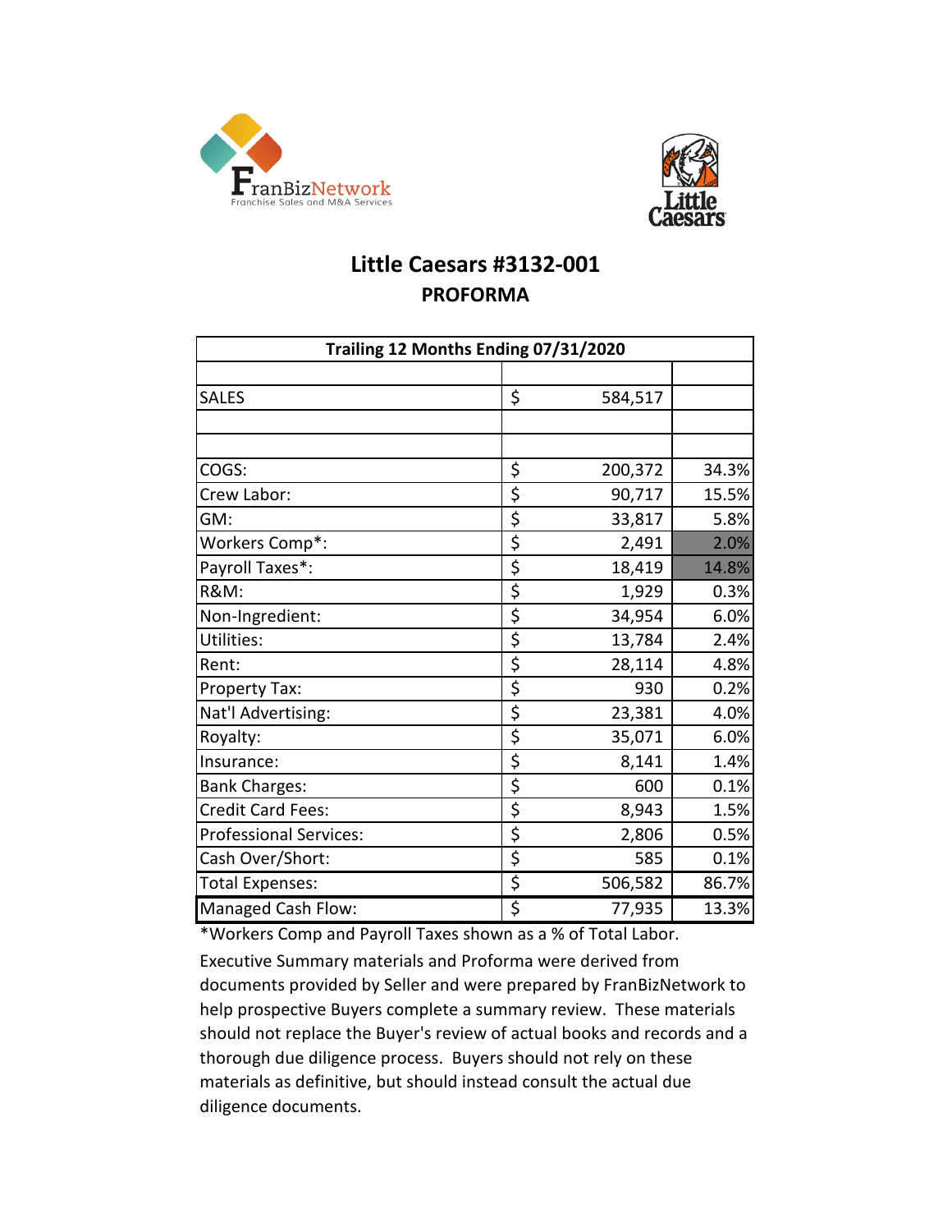# Little Caesars #3132-001

## PROFORMA

| Trailing 12 Months Ending 07/31/2020 | | |
|---|---|---|
| | | |
| SALES | $ 584,517 | |
| | | |
| | | |
| COGS: | $ 200,372 | 34.3% |
| Crew Labor: | $ 90,717 | 15.5% |
| GM: | $ 33,817 | 5.8% |
| Workers Comp*: | $ 2,491 | 2.0% |
| Payroll Taxes*: | $ 18,419 | 14.8% |
| R&M: | $ 1,929 | 0.3% |
| Non-Ingredient: | $ 34,954 | 6.0% |
| Utilities: | $ 13,784 | 2.4% |
| Rent: | $ 28,114 | 4.8% |
| Property Tax: | $ 930 | 0.2% |
| Nat'l Advertising: | $ 23,381 | 4.0% |
| Royalty: | $ 35,071 | 6.0% |
| Insurance: | $ 8,141 | 1.4% |
| Bank Charges: | $ 600 | 0.1% |
| Credit Card Fees: | $ 8,943 | 1.5% |
| Professional Services: | $ 2,806 | 0.5% |
| Cash Over/Short: | $ 585 | 0.1% |
| Total Expenses: | $ 506,582 | 86.7% |
| Managed Cash Flow: | $ 77,935 | 13.3% |

*Workers Comp and Payroll Taxes shown as a % of Total Labor.

Executive Summary materials and Proforma were derived from documents provided by Seller and were prepared by FranBizNetwork to help prospective Buyers complete a summary review. These materials should not replace the Buyer's review of actual books and records and a thorough due diligence process. Buyers should not rely on these materials as definitive, but should instead consult the actual due diligence documents.